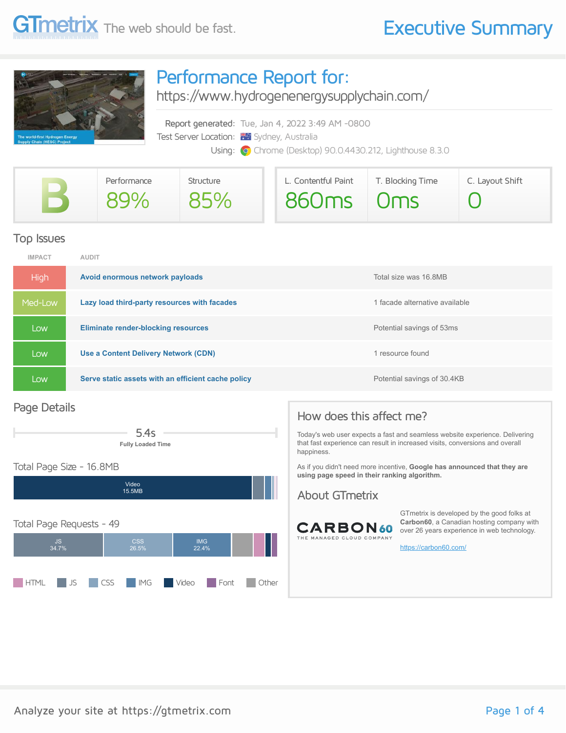# GTmetrix — The web should be fast.

# Executive Summary

## Performance Report for:

https://www.hydrogenenergysupplychain.com/

Report generated: Tue, Jan 4, 2022 3:49 AM -0800

Test Server Location: Sydney, Australia

Using: Chrome (Desktop) 90.0.4430.212, Lighthouse 8.3.0

| Grade | Performance | Structure | L. Contentful Paint | T. Blocking Time | C. Layout Shift |
|---|---|---|---|---|---|
| B | 89% | 85% | 860ms | 0ms | 0 |

## Top Issues

| IMPACT | AUDIT | |
|---|---|---|
| High | **Avoid enormous network payloads** | Total size was 16.8MB |
| Med-Low | **Lazy load third-party resources with facades** | 1 facade alternative available |
| Low | **Eliminate render-blocking resources** | Potential savings of 53ms |
| Low | **Use a Content Delivery Network (CDN)** | 1 resource found |
| Low | **Serve static assets with an efficient cache policy** | Potential savings of 30.4KB |

## Page Details

5.4s
**Fully Loaded Time**

### Total Page Size - 16.8MB

Video 15.5MB

### Total Page Requests - 49

JS 34.7% · CSS 26.5% · IMG 22.4%

Legend: HTML, JS, CSS, IMG, Video, Font, Other

## How does this affect me?

Today's web user expects a fast and seamless website experience. Delivering that fast experience can result in increased visits, conversions and overall happiness.

As if you didn't need more incentive, **Google has announced that they are using page speed in their ranking algorithm.**

## About GTmetrix

CARBON60 — THE MANAGED CLOUD COMPANY

GTmetrix is developed by the good folks at **Carbon60**, a Canadian hosting company with over 26 years experience in web technology.

https://carbon60.com/

Analyze your site at https://gtmetrix.com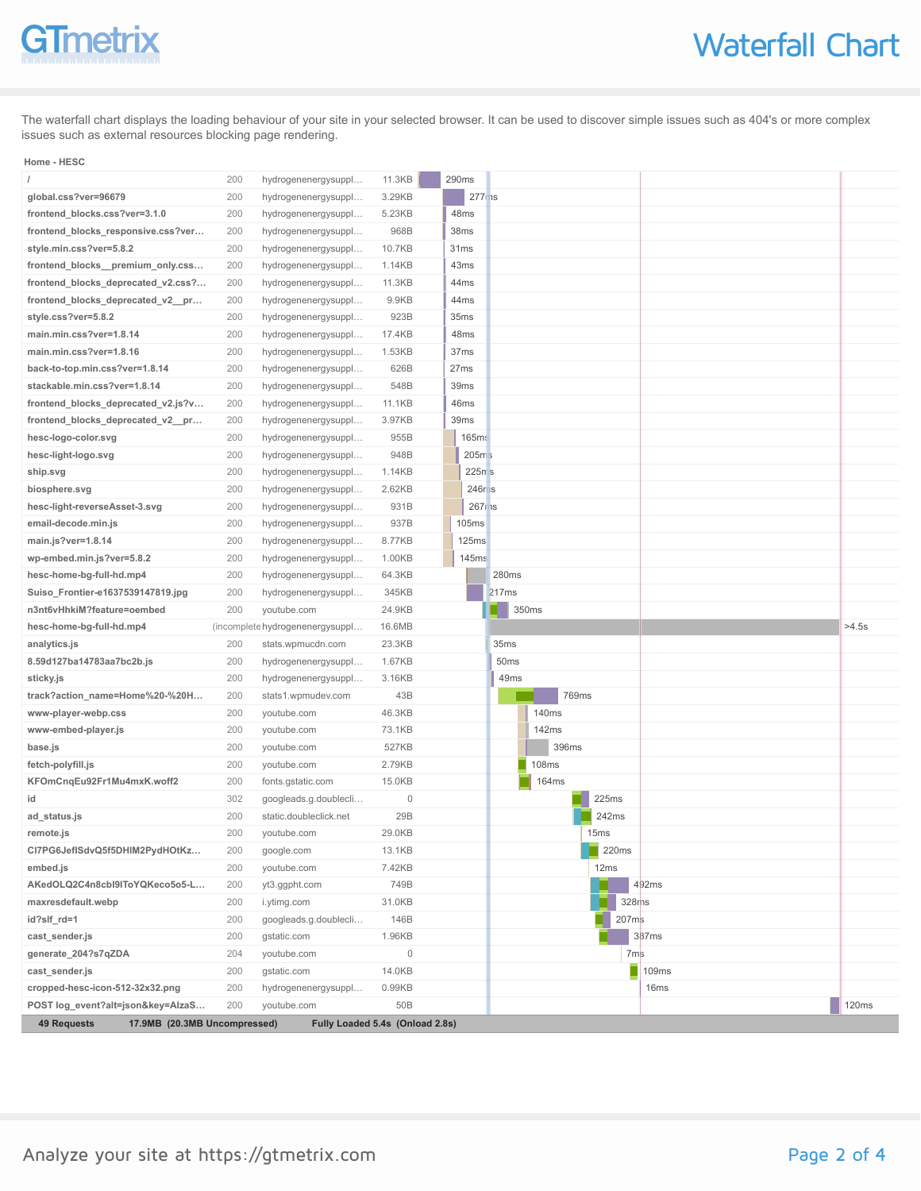# Waterfall Chart

The waterfall chart displays the loading behaviour of your site in your selected browser. It can be used to discover simple issues such as 404's or more complex issues such as external resources blocking page rendering.

**Home - HESC**

| URL | Status | Domain | Size | Time |
|---|---|---|---|---|
| / | 200 | hydrogenenergysuppl… | 11.3KB | 290ms |
| global.css?ver=96679 | 200 | hydrogenenergysuppl… | 3.29KB | 277ms |
| frontend_blocks.css?ver=3.1.0 | 200 | hydrogenenergysuppl… | 5.23KB | 48ms |
| frontend_blocks_responsive.css?ver… | 200 | hydrogenenergysuppl… | 968B | 38ms |
| style.min.css?ver=5.8.2 | 200 | hydrogenenergysuppl… | 10.7KB | 31ms |
| frontend_blocks__premium_only.css… | 200 | hydrogenenergysuppl… | 1.14KB | 43ms |
| frontend_blocks_deprecated_v2.css?… | 200 | hydrogenenergysuppl… | 11.3KB | 44ms |
| frontend_blocks_deprecated_v2__pr… | 200 | hydrogenenergysuppl… | 9.9KB | 44ms |
| style.css?ver=5.8.2 | 200 | hydrogenenergysuppl… | 923B | 35ms |
| main.min.css?ver=1.8.14 | 200 | hydrogenenergysuppl… | 17.4KB | 48ms |
| main.min.css?ver=1.8.16 | 200 | hydrogenenergysuppl… | 1.53KB | 37ms |
| back-to-top.min.css?ver=1.8.14 | 200 | hydrogenenergysuppl… | 626B | 27ms |
| stackable.min.css?ver=1.8.14 | 200 | hydrogenenergysuppl… | 548B | 39ms |
| frontend_blocks_deprecated_v2.js?v… | 200 | hydrogenenergysuppl… | 11.1KB | 46ms |
| frontend_blocks_deprecated_v2__pr… | 200 | hydrogenenergysuppl… | 3.97KB | 39ms |
| hesc-logo-color.svg | 200 | hydrogenenergysuppl… | 955B | 165ms |
| hesc-light-logo.svg | 200 | hydrogenenergysuppl… | 948B | 205ms |
| ship.svg | 200 | hydrogenenergysuppl… | 1.14KB | 225ms |
| biosphere.svg | 200 | hydrogenenergysuppl… | 2.62KB | 246ms |
| hesc-light-reverseAsset-3.svg | 200 | hydrogenenergysuppl… | 931B | 267ms |
| email-decode.min.js | 200 | hydrogenenergysuppl… | 937B | 105ms |
| main.js?ver=1.8.14 | 200 | hydrogenenergysuppl… | 8.77KB | 125ms |
| wp-embed.min.js?ver=5.8.2 | 200 | hydrogenenergysuppl… | 1.00KB | 145ms |
| hesc-home-bg-full-hd.mp4 | 200 | hydrogenenergysuppl… | 64.3KB | 280ms |
| Suiso_Frontier-e1637539147819.jpg | 200 | hydrogenenergysuppl… | 345KB | 217ms |
| n3nt6vHhkiM?feature=oembed | 200 | youtube.com | 24.9KB | 350ms |
| hesc-home-bg-full-hd.mp4 | (incomplete) | hydrogenenergysuppl… | 16.6MB | >4.5s |
| analytics.js | 200 | stats.wpmucdn.com | 23.3KB | 35ms |
| 8.59d127ba14783aa7bc2b.js | 200 | hydrogenenergysuppl… | 1.67KB | 50ms |
| sticky.js | 200 | hydrogenenergysuppl… | 3.16KB | 49ms |
| track?action_name=Home%20-%20H… | 200 | stats1.wpmudev.com | 43B | 769ms |
| www-player-webp.css | 200 | youtube.com | 46.3KB | 140ms |
| www-embed-player.js | 200 | youtube.com | 73.1KB | 142ms |
| base.js | 200 | youtube.com | 527KB | 396ms |
| fetch-polyfill.js | 200 | youtube.com | 2.79KB | 108ms |
| KFOmCnqEu92Fr1Mu4mxK.woff2 | 200 | fonts.gstatic.com | 15.0KB | 164ms |
| id | 302 | googleads.g.doublecli… | 0 | 225ms |
| ad_status.js | 200 | static.doubleclick.net | 29B | 242ms |
| remote.js | 200 | youtube.com | 29.0KB | 15ms |
| CI7PG6JefISdvQ5f5DHIM2PydHOtKz… | 200 | google.com | 13.1KB | 220ms |
| embed.js | 200 | youtube.com | 7.42KB | 12ms |
| AKedOLQ2C4n8cbI9IToYQKeco5o5-L… | 200 | yt3.ggpht.com | 749B | 492ms |
| maxresdefault.webp | 200 | i.ytimg.com | 31.0KB | 328ms |
| id?slf_rd=1 | 200 | googleads.g.doublecli… | 146B | 207ms |
| cast_sender.js | 200 | gstatic.com | 1.96KB | 387ms |
| generate_204?s7qZDA | 204 | youtube.com | 0 | 7ms |
| cast_sender.js | 200 | gstatic.com | 14.0KB | 109ms |
| cropped-hesc-icon-512-32x32.png | 200 | hydrogenenergysuppl… | 0.99KB | 16ms |
| POST log_event?alt=json&key=AIzaS… | 200 | youtube.com | 50B | 120ms |

**49 Requests** **17.9MB (20.3MB Uncompressed)** **Fully Loaded 5.4s (Onload 2.8s)**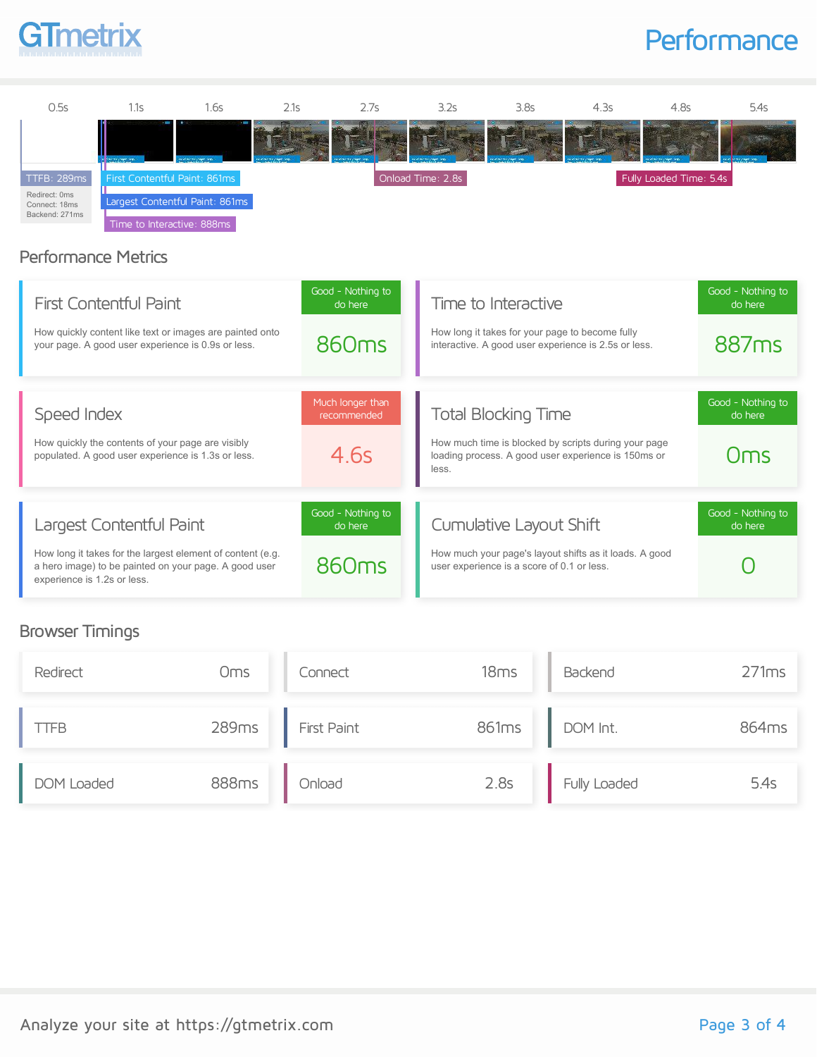# Performance

0.5s | 1.1s | 1.6s | 2.1s | 2.7s | 3.2s | 3.8s | 4.3s | 4.8s | 5.4s

TTFB: 289ms
Redirect: 0ms
Connect: 18ms
Backend: 271ms

First Contentful Paint: 861ms

Largest Contentful Paint: 861ms

Time to Interactive: 888ms

Onload Time: 2.8s

Fully Loaded Time: 5.4s

## Performance Metrics

### First Contentful Paint

How quickly content like text or images are painted onto your page. A good user experience is 0.9s or less.

Good - Nothing to do here

**860ms**

### Time to Interactive

How long it takes for your page to become fully interactive. A good user experience is 2.5s or less.

Good - Nothing to do here

**887ms**

### Speed Index

How quickly the contents of your page are visibly populated. A good user experience is 1.3s or less.

Much longer than recommended

**4.6s**

### Total Blocking Time

How much time is blocked by scripts during your page loading process. A good user experience is 150ms or less.

Good - Nothing to do here

**0ms**

### Largest Contentful Paint

How long it takes for the largest element of content (e.g. a hero image) to be painted on your page. A good user experience is 1.2s or less.

Good - Nothing to do here

**860ms**

### Cumulative Layout Shift

How much your page's layout shifts as it loads. A good user experience is a score of 0.1 or less.

Good - Nothing to do here

**0**

## Browser Timings

| Metric | Value | Metric | Value | Metric | Value |
|---|---|---|---|---|---|
| Redirect | 0ms | Connect | 18ms | Backend | 271ms |
| TTFB | 289ms | First Paint | 861ms | DOM Int. | 864ms |
| DOM Loaded | 888ms | Onload | 2.8s | Fully Loaded | 5.4s |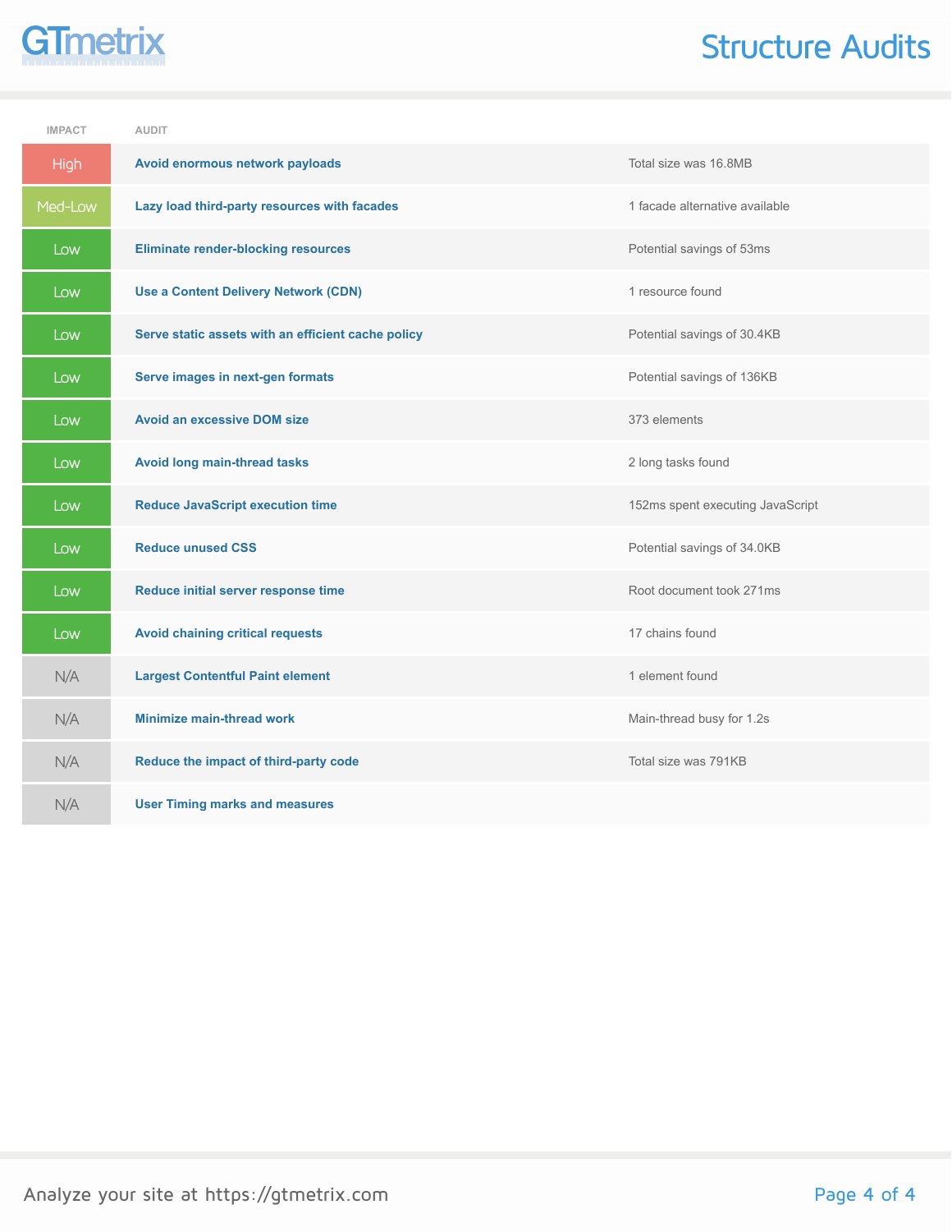# Structure Audits

| IMPACT | AUDIT | |
|---|---|---|
| High | **Avoid enormous network payloads** | Total size was 16.8MB |
| Med-Low | **Lazy load third-party resources with facades** | 1 facade alternative available |
| Low | **Eliminate render-blocking resources** | Potential savings of 53ms |
| Low | **Use a Content Delivery Network (CDN)** | 1 resource found |
| Low | **Serve static assets with an efficient cache policy** | Potential savings of 30.4KB |
| Low | **Serve images in next-gen formats** | Potential savings of 136KB |
| Low | **Avoid an excessive DOM size** | 373 elements |
| Low | **Avoid long main-thread tasks** | 2 long tasks found |
| Low | **Reduce JavaScript execution time** | 152ms spent executing JavaScript |
| Low | **Reduce unused CSS** | Potential savings of 34.0KB |
| Low | **Reduce initial server response time** | Root document took 271ms |
| Low | **Avoid chaining critical requests** | 17 chains found |
| N/A | **Largest Contentful Paint element** | 1 element found |
| N/A | **Minimize main-thread work** | Main-thread busy for 1.2s |
| N/A | **Reduce the impact of third-party code** | Total size was 791KB |
| N/A | **User Timing marks and measures** | |

Analyze your site at https://gtmetrix.com